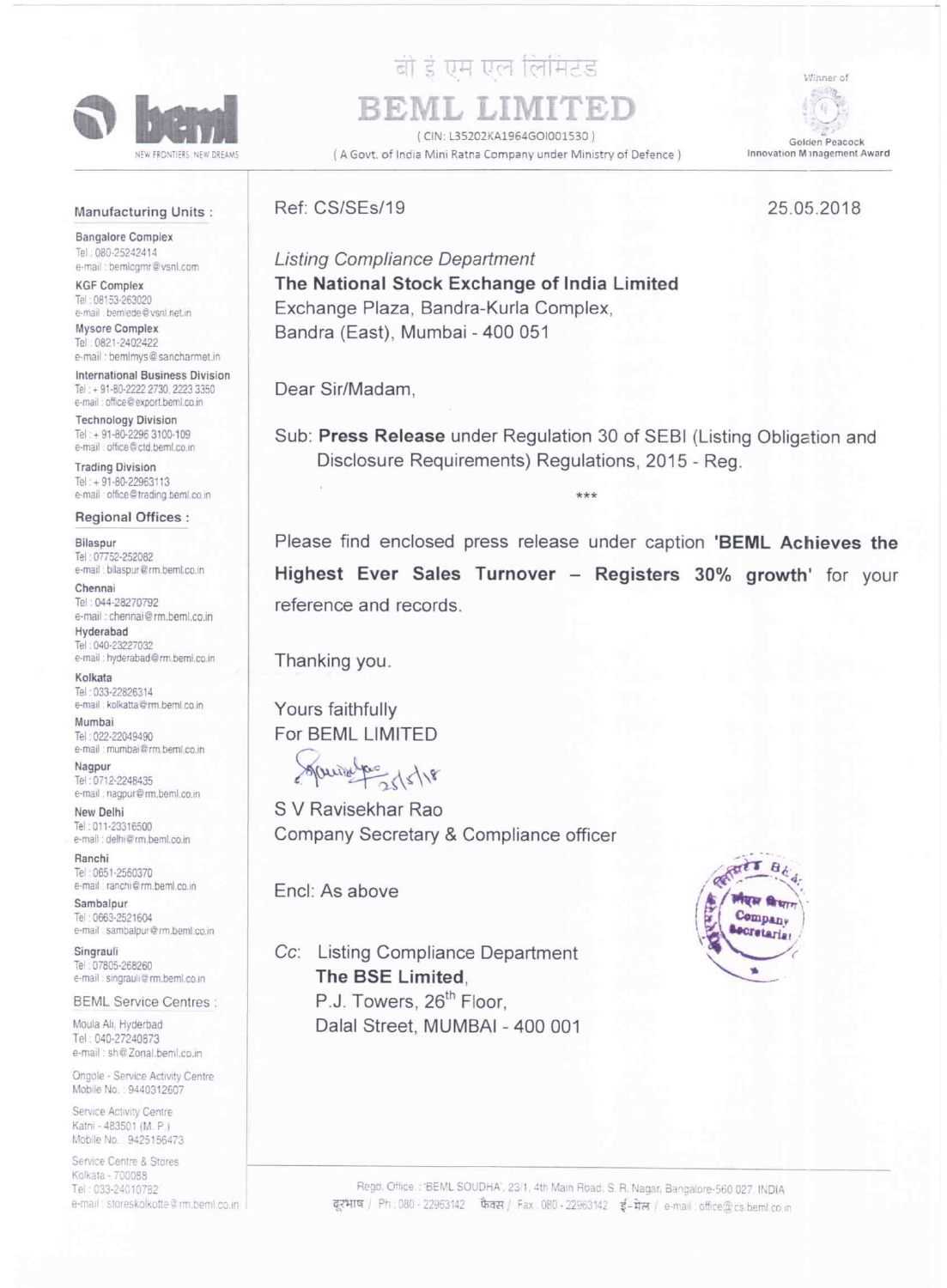बी इ एम एल लिमिटेड

# BEML LIMITED

( CIN: L35202KA1964GOI001530 )

( A Govt. of India Mini Ratna Company under Ministry of Defence )

Winner of Golden Peacock Innovation Management Award

NEW FRONTIERS. NEW DREAMS

**Manufacturing Units :**

Bangalore Complex
Tel : 080-25242414
e-mail : bemlcgmr@vsnl.com

KGF Complex
Tel : 08153-263020
e-mail : bemlede@vsnl.net.in

Mysore Complex
Tel : 0821-2402422
e-mail : bemlmys@sancharnet.in

International Business Division
Tel : + 91-80-2222 2730, 2223 3350
e-mail : office@export.beml.co.in

Technology Division
Tel : + 91-80-2296 3100-109
e-mail : office@ctd.beml.co.in

Trading Division
Tel : + 91-80-22963113
e-mail : office@trading.beml.co.in

**Regional Offices :**

Bilaspur
Tel : 07752-252082
e-mail : bilaspur@rm.beml.co.in

Chennai
Tel : 044-28270792
e-mail : chennai@rm.beml.co.in

Hyderabad
Tel : 040-23227032
e-mail : hyderabad@rm.beml.co.in

Kolkata
Tel : 033-22826314
e-mail : kolkatta@rm.beml.co.in

Mumbai
Tel : 022-22049490
e-mail : mumbai@rm.beml.co.in

Nagpur
Tel : 0712-2248435
e-mail : nagpur@rm.beml.co.in

New Delhi
Tel : 011-23316500
e-mail : delhi@rm.beml.co.in

Ranchi
Tel : 0651-2560370
e-mail : ranchi@rm.beml.co.in

Sambalpur
Tel : 0663-2521604
e-mail : sambalpur@rm.beml.co.in

Singrauli
Tel : 07805-268260
e-mail : singrauli@rm.beml.co.in

**BEML Service Centres :**

Moula Ali, Hyderbad
Tel : 040-27240873
e-mail : sh@Zonal.beml.co.in

Ongole - Service Activity Centre
Mobile No. : 9440312607

Service Activity Centre
Katni - 483501 (M. P.)
Mobile No. : 9425156473

Service Centre & Stores
Kolkata - 700088
Tel : 033-24010782
e-mail : storeskolkotte@rm.beml.co.in

---

Ref: CS/SEs/19

25.05.2018

*Listing Compliance Department*
**The National Stock Exchange of India Limited**
Exchange Plaza, Bandra-Kurla Complex,
Bandra (East), Mumbai - 400 051

Dear Sir/Madam,

Sub: **Press Release** under Regulation 30 of SEBI (Listing Obligation and Disclosure Requirements) Regulations, 2015 - Reg.

***

Please find enclosed press release under caption **'BEML Achieves the Highest Ever Sales Turnover – Registers 30% growth'** for your reference and records.

Thanking you.

Yours faithfully
For BEML LIMITED

25/5/18

S V Ravisekhar Rao
Company Secretary & Compliance officer

Encl: As above

*Cc*: Listing Compliance Department
**The BSE Limited**,
P.J. Towers, 26th Floor,
Dalal Street, MUMBAI - 400 001

Regd. Office : 'BEML SOUDHA', 23/1, 4th Main Road, S. R. Nagar, Bangalore-560 027. INDIA
दूरभाष / Ph : 080 - 22963142 फैक्स / Fax : 080 - 22963142 ई-मेल / e-mail : office@cs.beml.co.in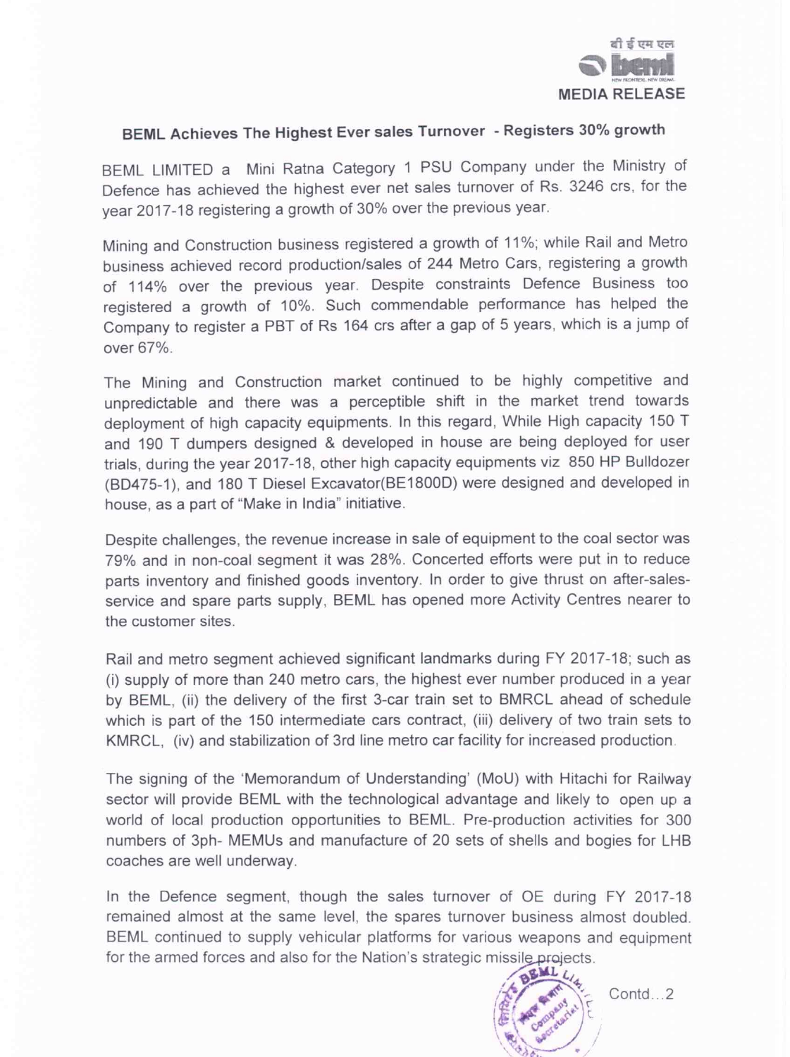बी ई एम एल

beml

NEW FRONTIERS. NEW DREAMS.

MEDIA RELEASE

## BEML Achieves The Highest Ever sales Turnover - Registers 30% growth

BEML LIMITED a Mini Ratna Category 1 PSU Company under the Ministry of Defence has achieved the highest ever net sales turnover of Rs. 3246 crs, for the year 2017-18 registering a growth of 30% over the previous year.

Mining and Construction business registered a growth of 11%; while Rail and Metro business achieved record production/sales of 244 Metro Cars, registering a growth of 114% over the previous year. Despite constraints Defence Business too registered a growth of 10%. Such commendable performance has helped the Company to register a PBT of Rs 164 crs after a gap of 5 years, which is a jump of over 67%.

The Mining and Construction market continued to be highly competitive and unpredictable and there was a perceptible shift in the market trend towards deployment of high capacity equipments. In this regard, While High capacity 150 T and 190 T dumpers designed & developed in house are being deployed for user trials, during the year 2017-18, other high capacity equipments viz 850 HP Bulldozer (BD475-1), and 180 T Diesel Excavator(BE1800D) were designed and developed in house, as a part of "Make in India" initiative.

Despite challenges, the revenue increase in sale of equipment to the coal sector was 79% and in non-coal segment it was 28%. Concerted efforts were put in to reduce parts inventory and finished goods inventory. In order to give thrust on after-sales-service and spare parts supply, BEML has opened more Activity Centres nearer to the customer sites.

Rail and metro segment achieved significant landmarks during FY 2017-18; such as (i) supply of more than 240 metro cars, the highest ever number produced in a year by BEML, (ii) the delivery of the first 3-car train set to BMRCL ahead of schedule which is part of the 150 intermediate cars contract, (iii) delivery of two train sets to KMRCL, (iv) and stabilization of 3rd line metro car facility for increased production.

The signing of the 'Memorandum of Understanding' (MoU) with Hitachi for Railway sector will provide BEML with the technological advantage and likely to open up a world of local production opportunities to BEML. Pre-production activities for 300 numbers of 3ph- MEMUs and manufacture of 20 sets of shells and bogies for LHB coaches are well underway.

In the Defence segment, though the sales turnover of OE during FY 2017-18 remained almost at the same level, the spares turnover business almost doubled. BEML continued to supply vehicular platforms for various weapons and equipment for the armed forces and also for the Nation's strategic missile projects.

Contd...2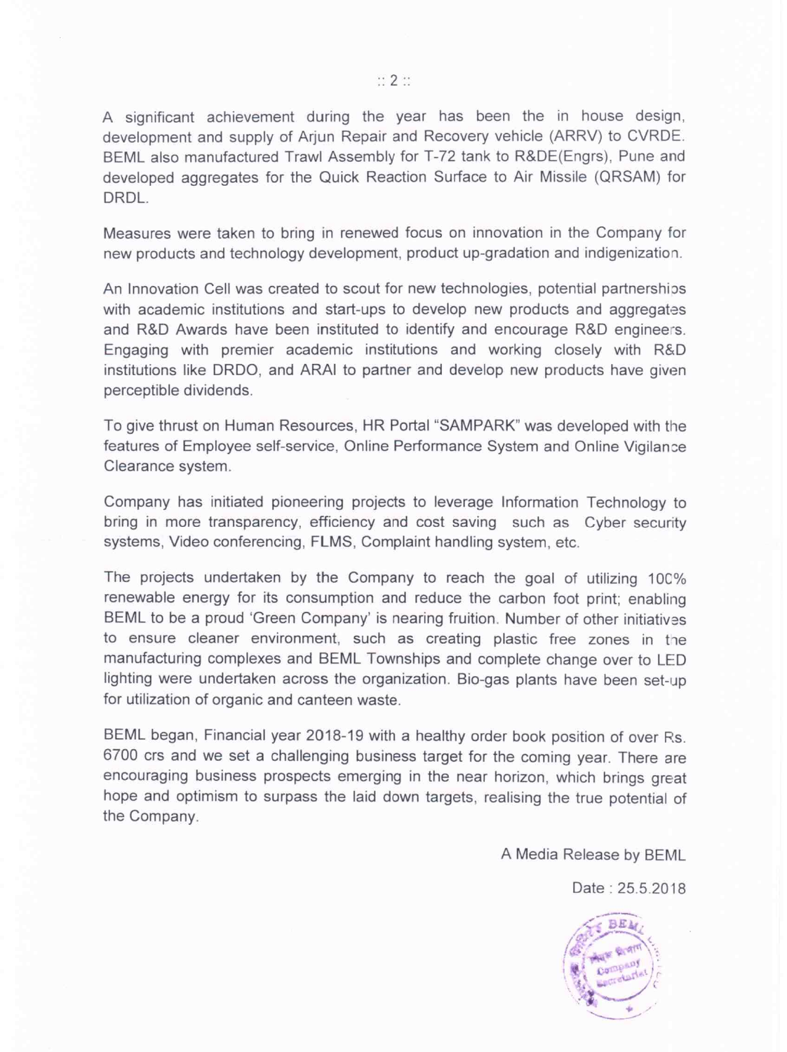A significant achievement during the year has been the in house design, development and supply of Arjun Repair and Recovery vehicle (ARRV) to CVRDE. BEML also manufactured Trawl Assembly for T-72 tank to R&DE(Engrs), Pune and developed aggregates for the Quick Reaction Surface to Air Missile (QRSAM) for DRDL.

Measures were taken to bring in renewed focus on innovation in the Company for new products and technology development, product up-gradation and indigenization.

An Innovation Cell was created to scout for new technologies, potential partnerships with academic institutions and start-ups to develop new products and aggregates and R&D Awards have been instituted to identify and encourage R&D engineers. Engaging with premier academic institutions and working closely with R&D institutions like DRDO, and ARAI to partner and develop new products have given perceptible dividends.

To give thrust on Human Resources, HR Portal "SAMPARK" was developed with the features of Employee self-service, Online Performance System and Online Vigilance Clearance system.

Company has initiated pioneering projects to leverage Information Technology to bring in more transparency, efficiency and cost saving such as Cyber security systems, Video conferencing, FLMS, Complaint handling system, etc.

The projects undertaken by the Company to reach the goal of utilizing 100% renewable energy for its consumption and reduce the carbon foot print; enabling BEML to be a proud 'Green Company' is nearing fruition. Number of other initiatives to ensure cleaner environment, such as creating plastic free zones in the manufacturing complexes and BEML Townships and complete change over to LED lighting were undertaken across the organization. Bio-gas plants have been set-up for utilization of organic and canteen waste.

BEML began, Financial year 2018-19 with a healthy order book position of over Rs. 6700 crs and we set a challenging business target for the coming year. There are encouraging business prospects emerging in the near horizon, which brings great hope and optimism to surpass the laid down targets, realising the true potential of the Company.

A Media Release by BEML

Date : 25.5.2018